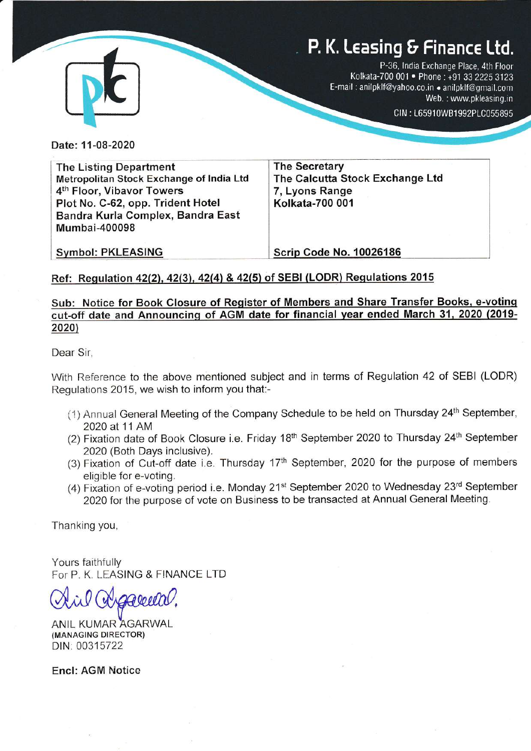# P. K. Leasing & Finance Ltd.

P-36, India Exchange Place, 4th Floor
Kolkata-700 001 • Phone : +91 33 2225 3123
E-mail : anilpklf@yahoo.co.in • anilpklf@gmail.com
Web. : www.pkleasing.in
CIN : L65910WB1992PLC055895

**Date: 11-08-2020**

| | |
|---|---|
| **The Listing Department**<br>**Metropolitan Stock Exchange of India Ltd**<br>**4th Floor, Vibavor Towers**<br>**Plot No. C-62, opp. Trident Hotel**<br>**Bandra Kurla Complex, Bandra East**<br>**Mumbai-400098** | **The Secretary**<br>**The Calcutta Stock Exchange Ltd**<br>**7, Lyons Range**<br>**Kolkata-700 001** |
| **Symbol: PKLEASING** | **Scrip Code No. 10026186** |

**Ref: Regulation 42(2), 42(3), 42(4) & 42(5) of SEBI (LODR) Regulations 2015**

**Sub: Notice for Book Closure of Register of Members and Share Transfer Books, e-voting cut-off date and Announcing of AGM date for financial year ended March 31, 2020 (2019-2020)**

Dear Sir,

With Reference to the above mentioned subject and in terms of Regulation 42 of SEBI (LODR) Regulations 2015, we wish to inform you that:-

1. Annual General Meeting of the Company Schedule to be held on Thursday 24th September, 2020 at 11 AM
2. Fixation date of Book Closure i.e. Friday 18th September 2020 to Thursday 24th September 2020 (Both Days inclusive).
3. Fixation of Cut-off date i.e. Thursday 17th September, 2020 for the purpose of members eligible for e-voting.
4. Fixation of e-voting period i.e. Monday 21st September 2020 to Wednesday 23rd September 2020 for the purpose of vote on Business to be transacted at Annual General Meeting.

Thanking you,

Yours faithfully
For P. K. LEASING & FINANCE LTD

ANIL KUMAR AGARWAL
**(MANAGING DIRECTOR)**
DIN: 00315722

**Encl: AGM Notice**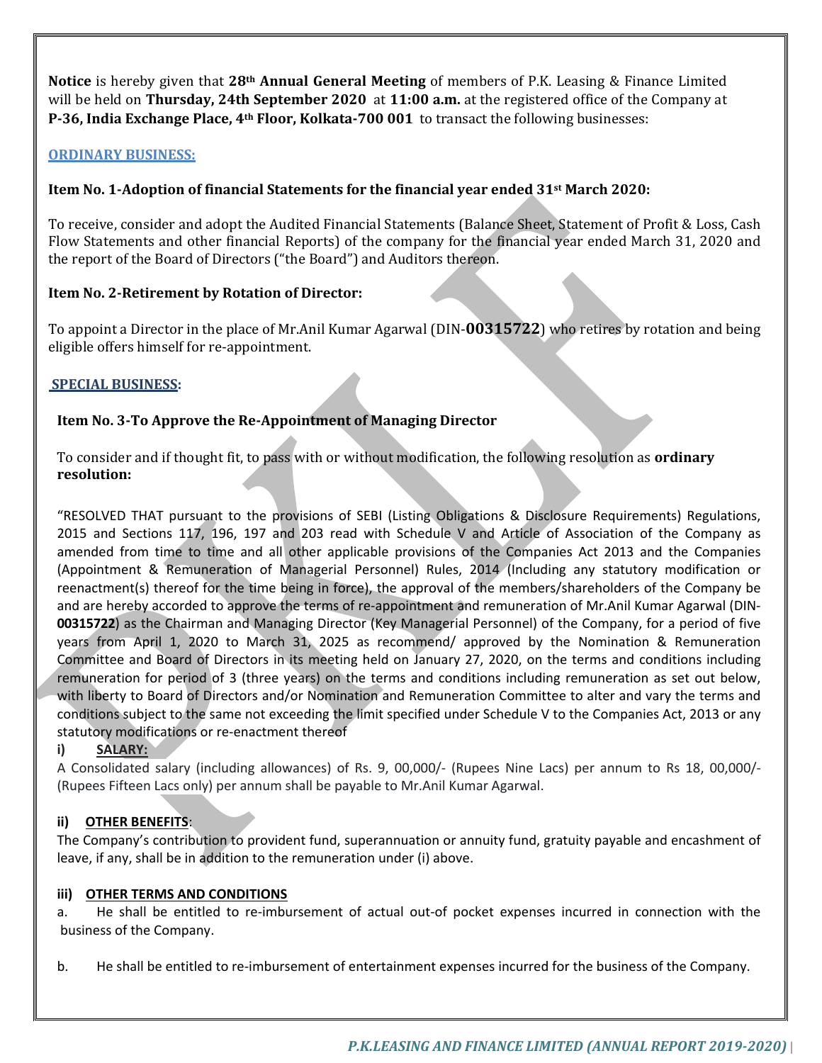**Notice** is hereby given that **28th Annual General Meeting** of members of P.K. Leasing & Finance Limited will be held on **Thursday, 24th September 2020** at **11:00 a.m.** at the registered office of the Company at **P-36, India Exchange Place, 4th Floor, Kolkata-700 001** to transact the following businesses:

## ORDINARY BUSINESS:

### Item No. 1-Adoption of financial Statements for the financial year ended 31st March 2020:

To receive, consider and adopt the Audited Financial Statements (Balance Sheet, Statement of Profit & Loss, Cash Flow Statements and other financial Reports) of the company for the financial year ended March 31, 2020 and the report of the Board of Directors ("the Board") and Auditors thereon.

### Item No. 2-Retirement by Rotation of Director:

To appoint a Director in the place of Mr.Anil Kumar Agarwal (DIN-**00315722**) who retires by rotation and being eligible offers himself for re-appointment.

## SPECIAL BUSINESS:

### Item No. 3-To Approve the Re-Appointment of Managing Director

To consider and if thought fit, to pass with or without modification, the following resolution as **ordinary resolution:**

"RESOLVED THAT pursuant to the provisions of SEBI (Listing Obligations & Disclosure Requirements) Regulations, 2015 and Sections 117, 196, 197 and 203 read with Schedule V and Article of Association of the Company as amended from time to time and all other applicable provisions of the Companies Act 2013 and the Companies (Appointment & Remuneration of Managerial Personnel) Rules, 2014 (Including any statutory modification or reenactment(s) thereof for the time being in force), the approval of the members/shareholders of the Company be and are hereby accorded to approve the terms of re-appointment and remuneration of Mr.Anil Kumar Agarwal (DIN-**00315722**) as the Chairman and Managing Director (Key Managerial Personnel) of the Company, for a period of five years from April 1, 2020 to March 31, 2025 as recommend/ approved by the Nomination & Remuneration Committee and Board of Directors in its meeting held on January 27, 2020, on the terms and conditions including remuneration for period of 3 (three years) on the terms and conditions including remuneration as set out below, with liberty to Board of Directors and/or Nomination and Remuneration Committee to alter and vary the terms and conditions subject to the same not exceeding the limit specified under Schedule V to the Companies Act, 2013 or any statutory modifications or re-enactment thereof

**i) SALARY:**

A Consolidated salary (including allowances) of Rs. 9, 00,000/- (Rupees Nine Lacs) per annum to Rs 18, 00,000/- (Rupees Fifteen Lacs only) per annum shall be payable to Mr.Anil Kumar Agarwal.

**ii) OTHER BENEFITS**:

The Company's contribution to provident fund, superannuation or annuity fund, gratuity payable and encashment of leave, if any, shall be in addition to the remuneration under (i) above.

**iii) OTHER TERMS AND CONDITIONS**

a. He shall be entitled to re-imbursement of actual out-of pocket expenses incurred in connection with the business of the Company.

b. He shall be entitled to re-imbursement of entertainment expenses incurred for the business of the Company.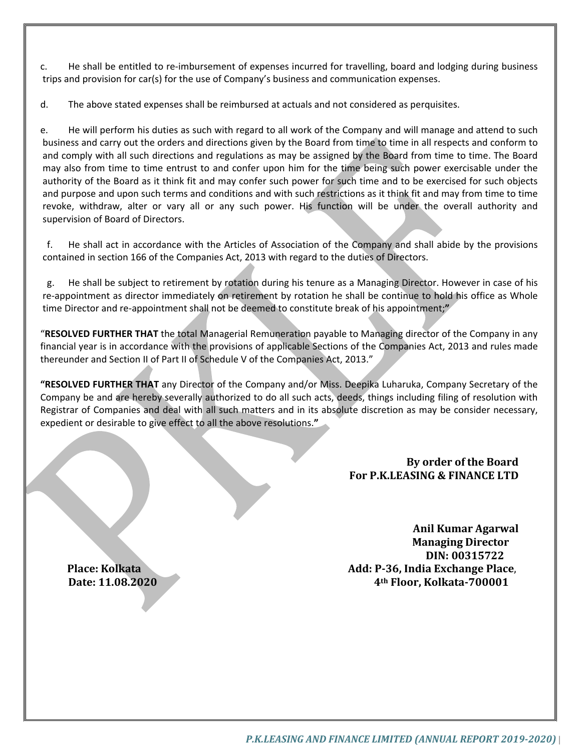c. He shall be entitled to re-imbursement of expenses incurred for travelling, board and lodging during business trips and provision for car(s) for the use of Company's business and communication expenses.

d. The above stated expenses shall be reimbursed at actuals and not considered as perquisites.

e. He will perform his duties as such with regard to all work of the Company and will manage and attend to such business and carry out the orders and directions given by the Board from time to time in all respects and conform to and comply with all such directions and regulations as may be assigned by the Board from time to time. The Board may also from time to time entrust to and confer upon him for the time being such power exercisable under the authority of the Board as it think fit and may confer such power for such time and to be exercised for such objects and purpose and upon such terms and conditions and with such restrictions as it think fit and may from time to time revoke, withdraw, alter or vary all or any such power. His function will be under the overall authority and supervision of Board of Directors.

f. He shall act in accordance with the Articles of Association of the Company and shall abide by the provisions contained in section 166 of the Companies Act, 2013 with regard to the duties of Directors.

g. He shall be subject to retirement by rotation during his tenure as a Managing Director. However in case of his re-appointment as director immediately on retirement by rotation he shall be continue to hold his office as Whole time Director and re-appointment shall not be deemed to constitute break of his appointment;**"**

"**RESOLVED FURTHER THAT** the total Managerial Remuneration payable to Managing director of the Company in any financial year is in accordance with the provisions of applicable Sections of the Companies Act, 2013 and rules made thereunder and Section II of Part II of Schedule V of the Companies Act, 2013."

**"RESOLVED FURTHER THAT** any Director of the Company and/or Miss. Deepika Luharuka, Company Secretary of the Company be and are hereby severally authorized to do all such acts, deeds, things including filing of resolution with Registrar of Companies and deal with all such matters and in its absolute discretion as may be consider necessary, expedient or desirable to give effect to all the above resolutions.**"**

**By order of the Board**
**For P.K.LEASING & FINANCE LTD**

**Anil Kumar Agarwal**
**Managing Director**
**DIN: 00315722**
**Add: P-36, India Exchange Place,**
**4th Floor, Kolkata-700001**

**Place: Kolkata**
**Date: 11.08.2020**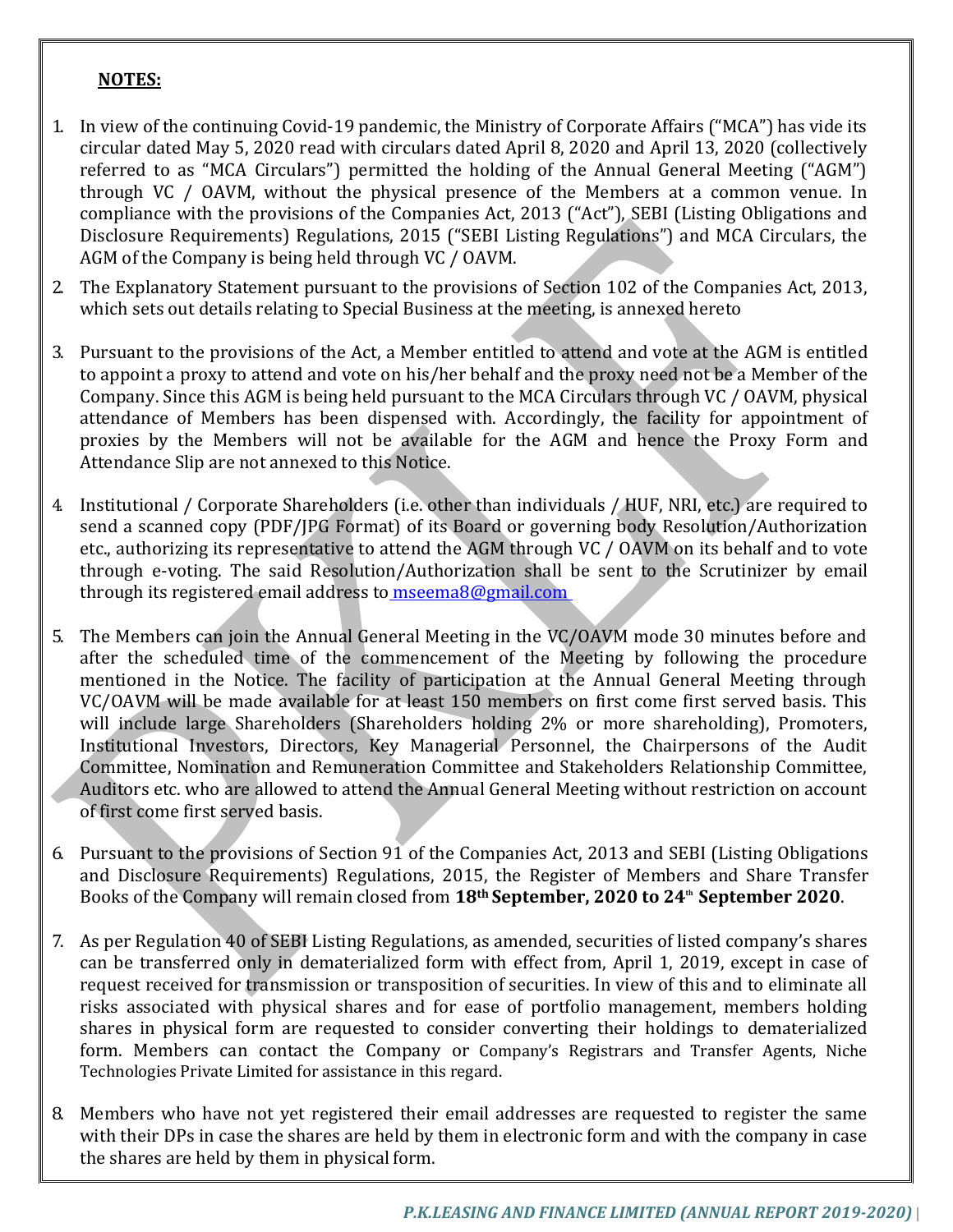**NOTES:**

1. In view of the continuing Covid-19 pandemic, the Ministry of Corporate Affairs ("MCA") has vide its circular dated May 5, 2020 read with circulars dated April 8, 2020 and April 13, 2020 (collectively referred to as "MCA Circulars") permitted the holding of the Annual General Meeting ("AGM") through VC / OAVM, without the physical presence of the Members at a common venue. In compliance with the provisions of the Companies Act, 2013 ("Act"), SEBI (Listing Obligations and Disclosure Requirements) Regulations, 2015 ("SEBI Listing Regulations") and MCA Circulars, the AGM of the Company is being held through VC / OAVM.

2. The Explanatory Statement pursuant to the provisions of Section 102 of the Companies Act, 2013, which sets out details relating to Special Business at the meeting, is annexed hereto

3. Pursuant to the provisions of the Act, a Member entitled to attend and vote at the AGM is entitled to appoint a proxy to attend and vote on his/her behalf and the proxy need not be a Member of the Company. Since this AGM is being held pursuant to the MCA Circulars through VC / OAVM, physical attendance of Members has been dispensed with. Accordingly, the facility for appointment of proxies by the Members will not be available for the AGM and hence the Proxy Form and Attendance Slip are not annexed to this Notice.

4. Institutional / Corporate Shareholders (i.e. other than individuals / HUF, NRI, etc.) are required to send a scanned copy (PDF/JPG Format) of its Board or governing body Resolution/Authorization etc., authorizing its representative to attend the AGM through VC / OAVM on its behalf and to vote through e-voting. The said Resolution/Authorization shall be sent to the Scrutinizer by email through its registered email address to mseema8@gmail.com

5. The Members can join the Annual General Meeting in the VC/OAVM mode 30 minutes before and after the scheduled time of the commencement of the Meeting by following the procedure mentioned in the Notice. The facility of participation at the Annual General Meeting through VC/OAVM will be made available for at least 150 members on first come first served basis. This will include large Shareholders (Shareholders holding 2% or more shareholding), Promoters, Institutional Investors, Directors, Key Managerial Personnel, the Chairpersons of the Audit Committee, Nomination and Remuneration Committee and Stakeholders Relationship Committee, Auditors etc. who are allowed to attend the Annual General Meeting without restriction on account of first come first served basis.

6. Pursuant to the provisions of Section 91 of the Companies Act, 2013 and SEBI (Listing Obligations and Disclosure Requirements) Regulations, 2015, the Register of Members and Share Transfer Books of the Company will remain closed from **18th September, 2020 to 24th September 2020**.

7. As per Regulation 40 of SEBI Listing Regulations, as amended, securities of listed company's shares can be transferred only in dematerialized form with effect from, April 1, 2019, except in case of request received for transmission or transposition of securities. In view of this and to eliminate all risks associated with physical shares and for ease of portfolio management, members holding shares in physical form are requested to consider converting their holdings to dematerialized form. Members can contact the Company or Company's Registrars and Transfer Agents, Niche Technologies Private Limited for assistance in this regard.

8. Members who have not yet registered their email addresses are requested to register the same with their DPs in case the shares are held by them in electronic form and with the company in case the shares are held by them in physical form.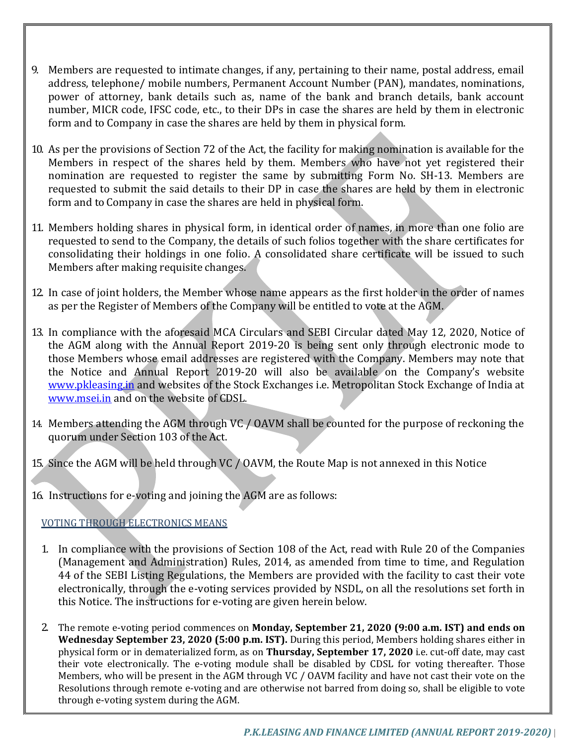9. Members are requested to intimate changes, if any, pertaining to their name, postal address, email address, telephone/ mobile numbers, Permanent Account Number (PAN), mandates, nominations, power of attorney, bank details such as, name of the bank and branch details, bank account number, MICR code, IFSC code, etc., to their DPs in case the shares are held by them in electronic form and to Company in case the shares are held by them in physical form.

10. As per the provisions of Section 72 of the Act, the facility for making nomination is available for the Members in respect of the shares held by them. Members who have not yet registered their nomination are requested to register the same by submitting Form No. SH-13. Members are requested to submit the said details to their DP in case the shares are held by them in electronic form and to Company in case the shares are held in physical form.

11. Members holding shares in physical form, in identical order of names, in more than one folio are requested to send to the Company, the details of such folios together with the share certificates for consolidating their holdings in one folio. A consolidated share certificate will be issued to such Members after making requisite changes.

12. In case of joint holders, the Member whose name appears as the first holder in the order of names as per the Register of Members of the Company will be entitled to vote at the AGM.

13. In compliance with the aforesaid MCA Circulars and SEBI Circular dated May 12, 2020, Notice of the AGM along with the Annual Report 2019-20 is being sent only through electronic mode to those Members whose email addresses are registered with the Company. Members may note that the Notice and Annual Report 2019-20 will also be available on the Company's website www.pkleasing.in and websites of the Stock Exchanges i.e. Metropolitan Stock Exchange of India at www.msei.in and on the website of CDSL.

14. Members attending the AGM through VC / OAVM shall be counted for the purpose of reckoning the quorum under Section 103 of the Act.

15. Since the AGM will be held through VC / OAVM, the Route Map is not annexed in this Notice

16. Instructions for e-voting and joining the AGM are as follows:

VOTING THROUGH ELECTRONICS MEANS

1. In compliance with the provisions of Section 108 of the Act, read with Rule 20 of the Companies (Management and Administration) Rules, 2014, as amended from time to time, and Regulation 44 of the SEBI Listing Regulations, the Members are provided with the facility to cast their vote electronically, through the e-voting services provided by NSDL, on all the resolutions set forth in this Notice. The instructions for e-voting are given herein below.

2. The remote e-voting period commences on **Monday, September 21, 2020 (9:00 a.m. IST) and ends on Wednesday September 23, 2020 (5:00 p.m. IST).** During this period, Members holding shares either in physical form or in dematerialized form, as on **Thursday, September 17, 2020** i.e. cut-off date, may cast their vote electronically. The e-voting module shall be disabled by CDSL for voting thereafter. Those Members, who will be present in the AGM through VC / OAVM facility and have not cast their vote on the Resolutions through remote e-voting and are otherwise not barred from doing so, shall be eligible to vote through e-voting system during the AGM.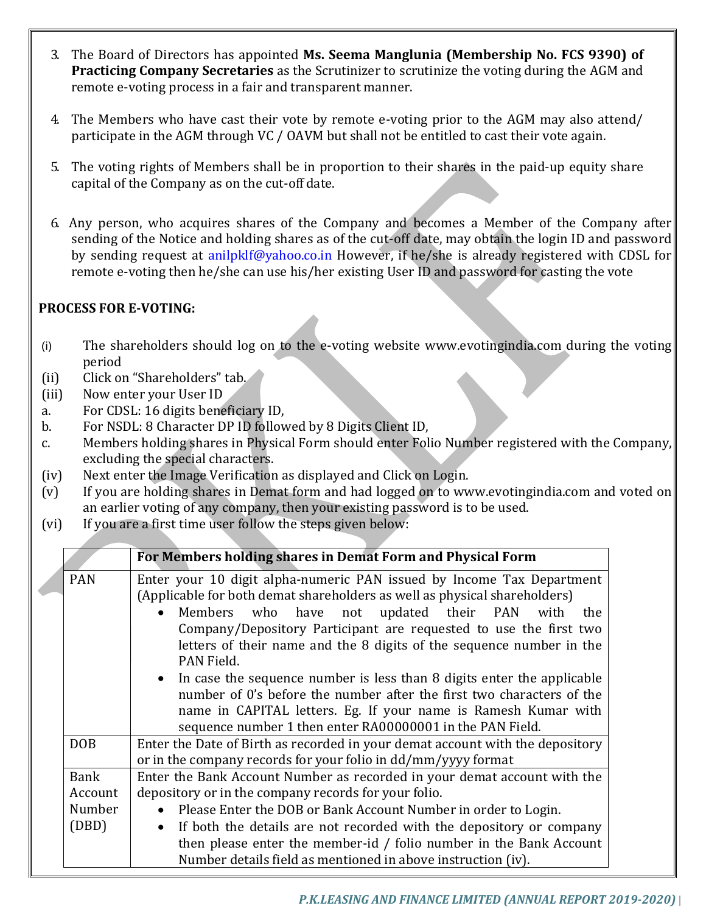3. The Board of Directors has appointed **Ms. Seema Manglunia (Membership No. FCS 9390) of Practicing Company Secretaries** as the Scrutinizer to scrutinize the voting during the AGM and remote e-voting process in a fair and transparent manner.

4. The Members who have cast their vote by remote e-voting prior to the AGM may also attend/ participate in the AGM through VC / OAVM but shall not be entitled to cast their vote again.

5. The voting rights of Members shall be in proportion to their shares in the paid-up equity share capital of the Company as on the cut-off date.

6. Any person, who acquires shares of the Company and becomes a Member of the Company after sending of the Notice and holding shares as of the cut-off date, may obtain the login ID and password by sending request at anilpklf@yahoo.co.in However, if he/she is already registered with CDSL for remote e-voting then he/she can use his/her existing User ID and password for casting the vote

**PROCESS FOR E-VOTING:**

(i) The shareholders should log on to the e-voting website www.evotingindia.com during the voting period

(ii) Click on "Shareholders" tab.

(iii) Now enter your User ID

a. For CDSL: 16 digits beneficiary ID,

b. For NSDL: 8 Character DP ID followed by 8 Digits Client ID,

c. Members holding shares in Physical Form should enter Folio Number registered with the Company, excluding the special characters.

(iv) Next enter the Image Verification as displayed and Click on Login.

(v) If you are holding shares in Demat form and had logged on to www.evotingindia.com and voted on an earlier voting of any company, then your existing password is to be used.

(vi) If you are a first time user follow the steps given below:

| | **For Members holding shares in Demat Form and Physical Form** |
|---|---|
| PAN | Enter your 10 digit alpha-numeric PAN issued by Income Tax Department (Applicable for both demat shareholders as well as physical shareholders)<br>• Members who have not updated their PAN with the Company/Depository Participant are requested to use the first two letters of their name and the 8 digits of the sequence number in the PAN Field.<br>• In case the sequence number is less than 8 digits enter the applicable number of 0's before the number after the first two characters of the name in CAPITAL letters. Eg. If your name is Ramesh Kumar with sequence number 1 then enter RA00000001 in the PAN Field. |
| DOB | Enter the Date of Birth as recorded in your demat account with the depository or in the company records for your folio in dd/mm/yyyy format |
| Bank Account Number (DBD) | Enter the Bank Account Number as recorded in your demat account with the depository or in the company records for your folio.<br>• Please Enter the DOB or Bank Account Number in order to Login.<br>• If both the details are not recorded with the depository or company then please enter the member-id / folio number in the Bank Account Number details field as mentioned in above instruction (iv). |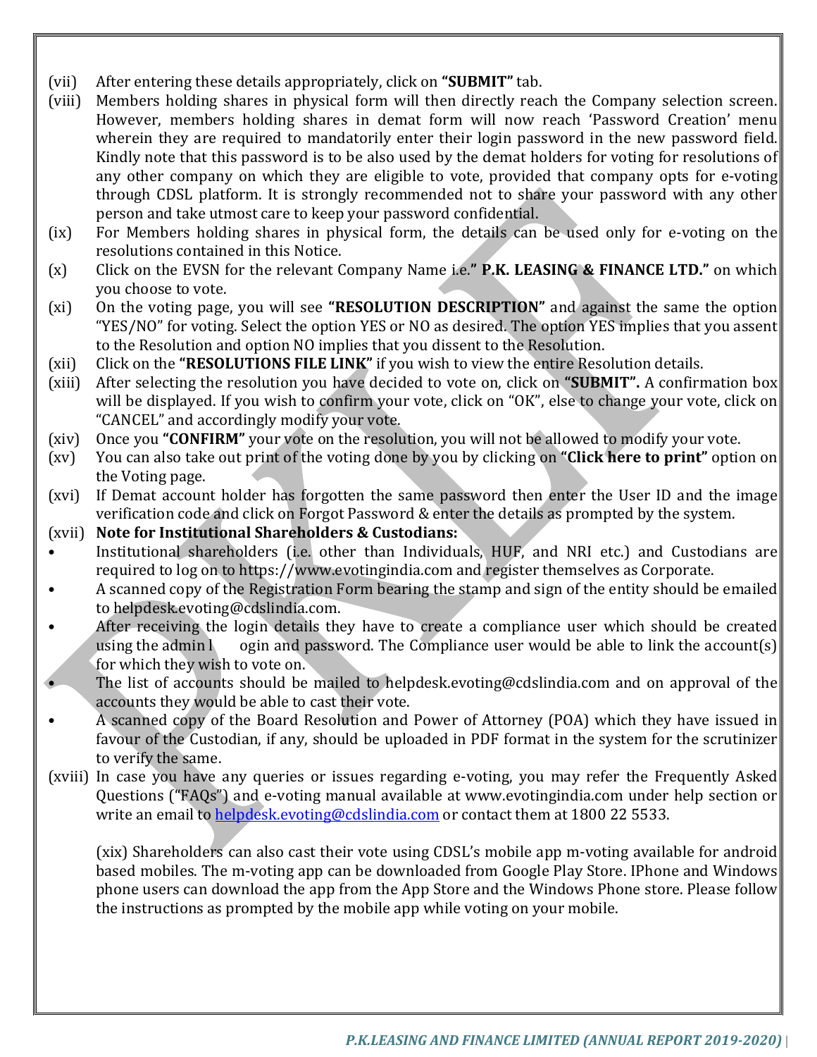(vii) After entering these details appropriately, click on **"SUBMIT"** tab.

(viii) Members holding shares in physical form will then directly reach the Company selection screen. However, members holding shares in demat form will now reach 'Password Creation' menu wherein they are required to mandatorily enter their login password in the new password field. Kindly note that this password is to be also used by the demat holders for voting for resolutions of any other company on which they are eligible to vote, provided that company opts for e-voting through CDSL platform. It is strongly recommended not to share your password with any other person and take utmost care to keep your password confidential.

(ix) For Members holding shares in physical form, the details can be used only for e-voting on the resolutions contained in this Notice.

(x) Click on the EVSN for the relevant Company Name i.e.**" P.K. LEASING & FINANCE LTD."** on which you choose to vote.

(xi) On the voting page, you will see **"RESOLUTION DESCRIPTION"** and against the same the option "YES/NO" for voting. Select the option YES or NO as desired. The option YES implies that you assent to the Resolution and option NO implies that you dissent to the Resolution.

(xii) Click on the **"RESOLUTIONS FILE LINK"** if you wish to view the entire Resolution details.

(xiii) After selecting the resolution you have decided to vote on, click on **"SUBMIT".** A confirmation box will be displayed. If you wish to confirm your vote, click on "OK", else to change your vote, click on "CANCEL" and accordingly modify your vote.

(xiv) Once you **"CONFIRM"** your vote on the resolution, you will not be allowed to modify your vote.

(xv) You can also take out print of the voting done by you by clicking on **"Click here to print"** option on the Voting page.

(xvi) If Demat account holder has forgotten the same password then enter the User ID and the image verification code and click on Forgot Password & enter the details as prompted by the system.

(xvii) **Note for Institutional Shareholders & Custodians:**

- Institutional shareholders (i.e. other than Individuals, HUF, and NRI etc.) and Custodians are required to log on to https://www.evotingindia.com and register themselves as Corporate.
- A scanned copy of the Registration Form bearing the stamp and sign of the entity should be emailed to helpdesk.evoting@cdslindia.com.
- After receiving the login details they have to create a compliance user which should be created using the admin login and password. The Compliance user would be able to link the account(s) for which they wish to vote on.
- The list of accounts should be mailed to helpdesk.evoting@cdslindia.com and on approval of the accounts they would be able to cast their vote.
- A scanned copy of the Board Resolution and Power of Attorney (POA) which they have issued in favour of the Custodian, if any, should be uploaded in PDF format in the system for the scrutinizer to verify the same.

(xviii) In case you have any queries or issues regarding e-voting, you may refer the Frequently Asked Questions ("FAQs") and e-voting manual available at www.evotingindia.com under help section or write an email to helpdesk.evoting@cdslindia.com or contact them at 1800 22 5533.

(xix) Shareholders can also cast their vote using CDSL's mobile app m-voting available for android based mobiles. The m-voting app can be downloaded from Google Play Store. IPhone and Windows phone users can download the app from the App Store and the Windows Phone store. Please follow the instructions as prompted by the mobile app while voting on your mobile.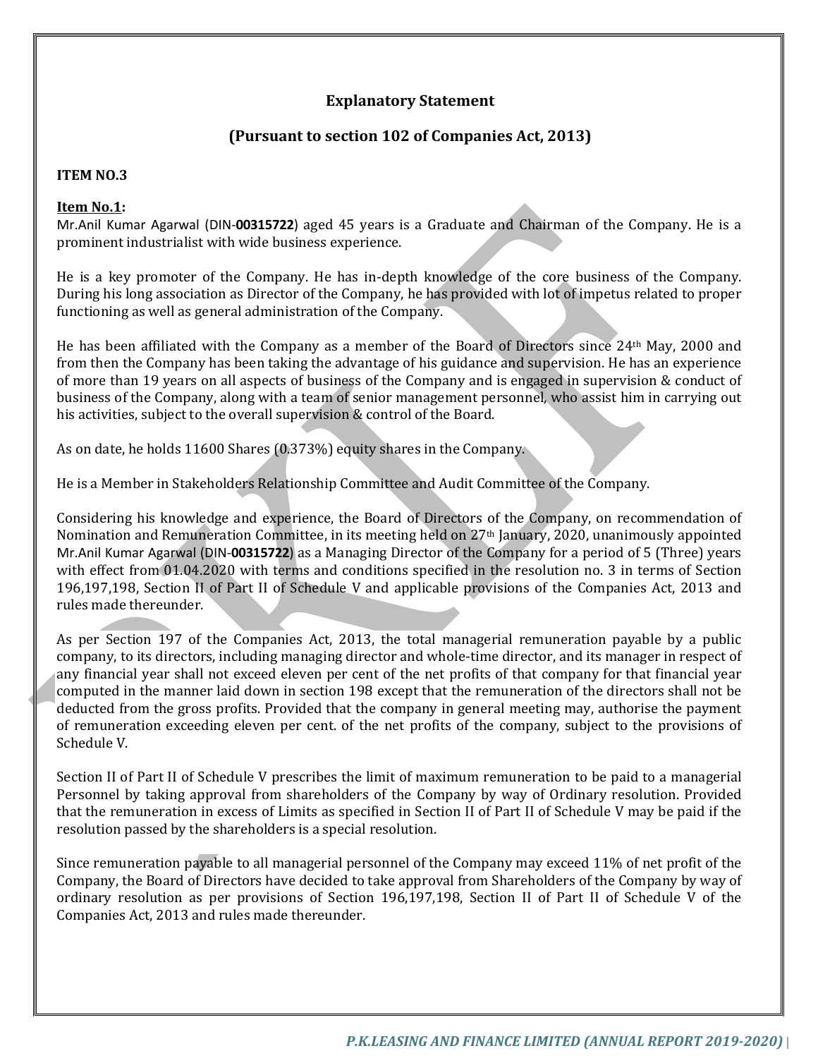## Explanatory Statement

## (Pursuant to section 102 of Companies Act, 2013)

**ITEM NO.3**

**Item No.1:**

Mr.Anil Kumar Agarwal (DIN-**00315722**) aged 45 years is a Graduate and Chairman of the Company. He is a prominent industrialist with wide business experience.

He is a key promoter of the Company. He has in-depth knowledge of the core business of the Company. During his long association as Director of the Company, he has provided with lot of impetus related to proper functioning as well as general administration of the Company.

He has been affiliated with the Company as a member of the Board of Directors since 24th May, 2000 and from then the Company has been taking the advantage of his guidance and supervision. He has an experience of more than 19 years on all aspects of business of the Company and is engaged in supervision & conduct of business of the Company, along with a team of senior management personnel, who assist him in carrying out his activities, subject to the overall supervision & control of the Board.

As on date, he holds 11600 Shares (0.373%) equity shares in the Company.

He is a Member in Stakeholders Relationship Committee and Audit Committee of the Company.

Considering his knowledge and experience, the Board of Directors of the Company, on recommendation of Nomination and Remuneration Committee, in its meeting held on 27th January, 2020, unanimously appointed Mr.Anil Kumar Agarwal (DIN-**00315722**) as a Managing Director of the Company for a period of 5 (Three) years with effect from 01.04.2020 with terms and conditions specified in the resolution no. 3 in terms of Section 196,197,198, Section II of Part II of Schedule V and applicable provisions of the Companies Act, 2013 and rules made thereunder.

As per Section 197 of the Companies Act, 2013, the total managerial remuneration payable by a public company, to its directors, including managing director and whole-time director, and its manager in respect of any financial year shall not exceed eleven per cent of the net profits of that company for that financial year computed in the manner laid down in section 198 except that the remuneration of the directors shall not be deducted from the gross profits. Provided that the company in general meeting may, authorise the payment of remuneration exceeding eleven per cent. of the net profits of the company, subject to the provisions of Schedule V.

Section II of Part II of Schedule V prescribes the limit of maximum remuneration to be paid to a managerial Personnel by taking approval from shareholders of the Company by way of Ordinary resolution. Provided that the remuneration in excess of Limits as specified in Section II of Part II of Schedule V may be paid if the resolution passed by the shareholders is a special resolution.

Since remuneration payable to all managerial personnel of the Company may exceed 11% of net profit of the Company, the Board of Directors have decided to take approval from Shareholders of the Company by way of ordinary resolution as per provisions of Section 196,197,198, Section II of Part II of Schedule V of the Companies Act, 2013 and rules made thereunder.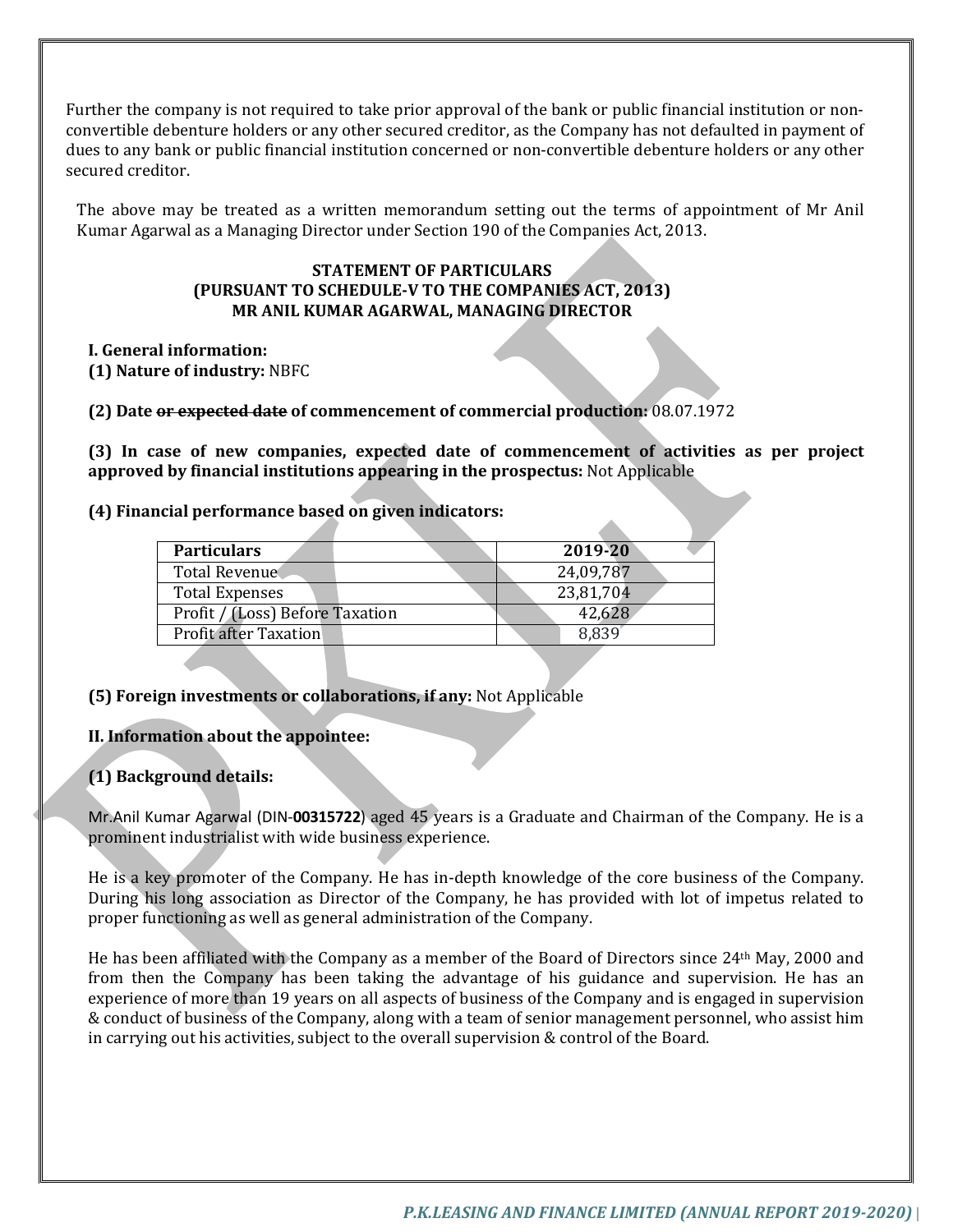Further the company is not required to take prior approval of the bank or public financial institution or non-convertible debenture holders or any other secured creditor, as the Company has not defaulted in payment of dues to any bank or public financial institution concerned or non-convertible debenture holders or any other secured creditor.

The above may be treated as a written memorandum setting out the terms of appointment of Mr Anil Kumar Agarwal as a Managing Director under Section 190 of the Companies Act, 2013.

**STATEMENT OF PARTICULARS**
**(PURSUANT TO SCHEDULE-V TO THE COMPANIES ACT, 2013)**
**MR ANIL KUMAR AGARWAL, MANAGING DIRECTOR**

**I. General information:**
**(1) Nature of industry:** NBFC

**(2) Date ~~or expected date~~ of commencement of commercial production:** 08.07.1972

**(3) In case of new companies, expected date of commencement of activities as per project approved by financial institutions appearing in the prospectus:** Not Applicable

**(4) Financial performance based on given indicators:**

| Particulars | 2019-20 |
|---|---|
| Total Revenue | 24,09,787 |
| Total Expenses | 23,81,704 |
| Profit / (Loss) Before Taxation | 42,628 |
| Profit after Taxation | 8,839 |

**(5) Foreign investments or collaborations, if any:** Not Applicable

**II. Information about the appointee:**

**(1) Background details:**

Mr.Anil Kumar Agarwal (DIN-**00315722**) aged 45 years is a Graduate and Chairman of the Company. He is a prominent industrialist with wide business experience.

He is a key promoter of the Company. He has in-depth knowledge of the core business of the Company. During his long association as Director of the Company, he has provided with lot of impetus related to proper functioning as well as general administration of the Company.

He has been affiliated with the Company as a member of the Board of Directors since 24th May, 2000 and from then the Company has been taking the advantage of his guidance and supervision. He has an experience of more than 19 years on all aspects of business of the Company and is engaged in supervision & conduct of business of the Company, along with a team of senior management personnel, who assist him in carrying out his activities, subject to the overall supervision & control of the Board.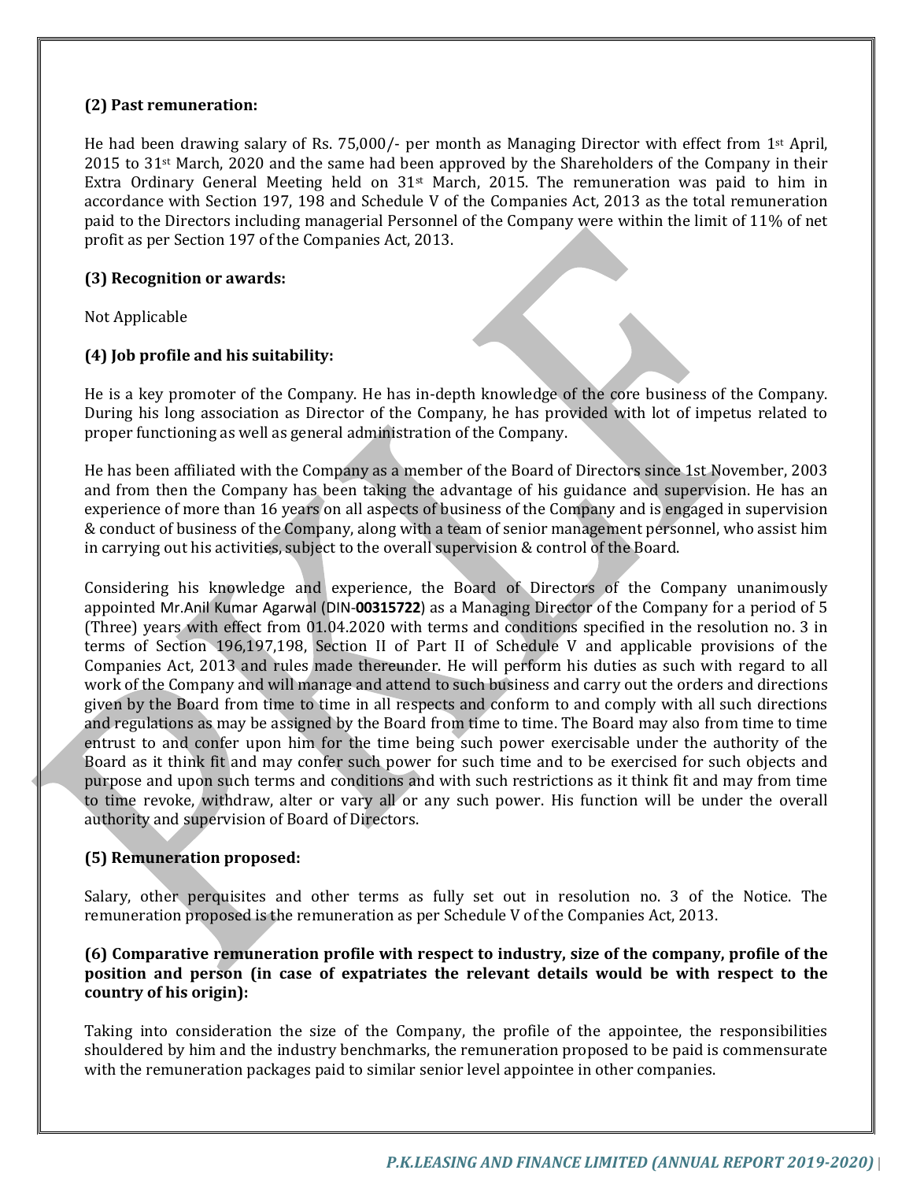**(2) Past remuneration:**

He had been drawing salary of Rs. 75,000/- per month as Managing Director with effect from 1st April, 2015 to 31st March, 2020 and the same had been approved by the Shareholders of the Company in their Extra Ordinary General Meeting held on 31st March, 2015. The remuneration was paid to him in accordance with Section 197, 198 and Schedule V of the Companies Act, 2013 as the total remuneration paid to the Directors including managerial Personnel of the Company were within the limit of 11% of net profit as per Section 197 of the Companies Act, 2013.

**(3) Recognition or awards:**

Not Applicable

**(4) Job profile and his suitability:**

He is a key promoter of the Company. He has in-depth knowledge of the core business of the Company. During his long association as Director of the Company, he has provided with lot of impetus related to proper functioning as well as general administration of the Company.

He has been affiliated with the Company as a member of the Board of Directors since 1st November, 2003 and from then the Company has been taking the advantage of his guidance and supervision. He has an experience of more than 16 years on all aspects of business of the Company and is engaged in supervision & conduct of business of the Company, along with a team of senior management personnel, who assist him in carrying out his activities, subject to the overall supervision & control of the Board.

Considering his knowledge and experience, the Board of Directors of the Company unanimously appointed Mr.Anil Kumar Agarwal (DIN-**00315722**) as a Managing Director of the Company for a period of 5 (Three) years with effect from 01.04.2020 with terms and conditions specified in the resolution no. 3 in terms of Section 196,197,198, Section II of Part II of Schedule V and applicable provisions of the Companies Act, 2013 and rules made thereunder. He will perform his duties as such with regard to all work of the Company and will manage and attend to such business and carry out the orders and directions given by the Board from time to time in all respects and conform to and comply with all such directions and regulations as may be assigned by the Board from time to time. The Board may also from time to time entrust to and confer upon him for the time being such power exercisable under the authority of the Board as it think fit and may confer such power for such time and to be exercised for such objects and purpose and upon such terms and conditions and with such restrictions as it think fit and may from time to time revoke, withdraw, alter or vary all or any such power. His function will be under the overall authority and supervision of Board of Directors.

**(5) Remuneration proposed:**

Salary, other perquisites and other terms as fully set out in resolution no. 3 of the Notice. The remuneration proposed is the remuneration as per Schedule V of the Companies Act, 2013.

**(6) Comparative remuneration profile with respect to industry, size of the company, profile of the position and person (in case of expatriates the relevant details would be with respect to the country of his origin):**

Taking into consideration the size of the Company, the profile of the appointee, the responsibilities shouldered by him and the industry benchmarks, the remuneration proposed to be paid is commensurate with the remuneration packages paid to similar senior level appointee in other companies.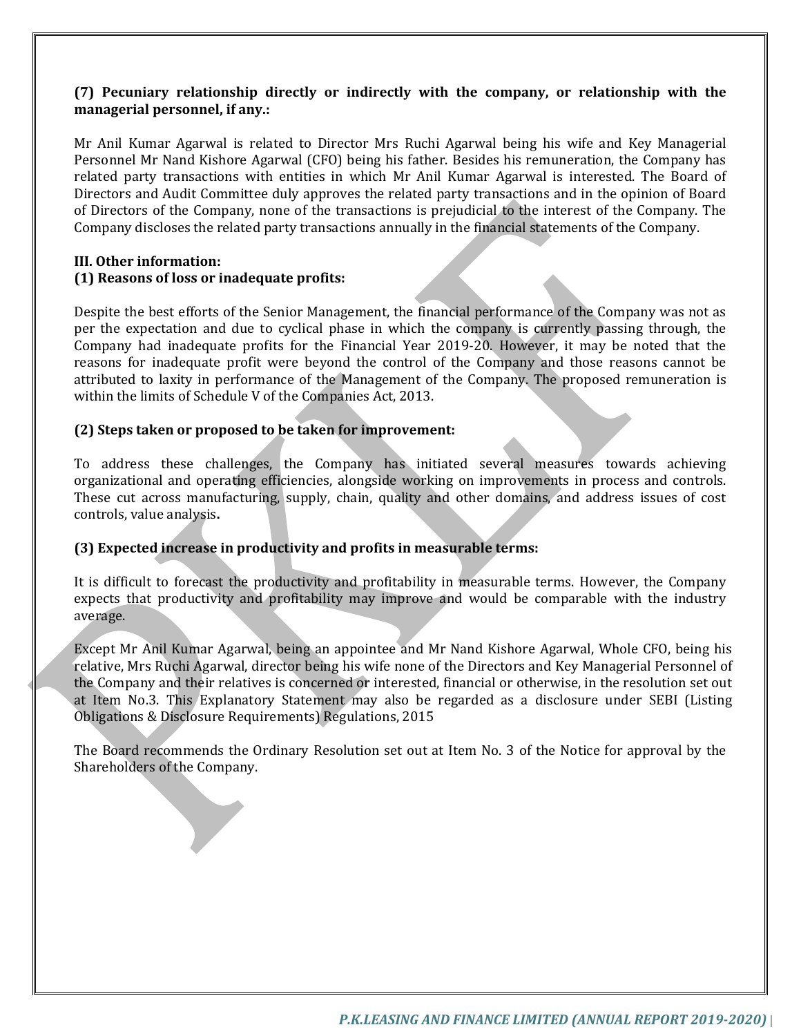**(7) Pecuniary relationship directly or indirectly with the company, or relationship with the managerial personnel, if any.:**

Mr Anil Kumar Agarwal is related to Director Mrs Ruchi Agarwal being his wife and Key Managerial Personnel Mr Nand Kishore Agarwal (CFO) being his father. Besides his remuneration, the Company has related party transactions with entities in which Mr Anil Kumar Agarwal is interested. The Board of Directors and Audit Committee duly approves the related party transactions and in the opinion of Board of Directors of the Company, none of the transactions is prejudicial to the interest of the Company. The Company discloses the related party transactions annually in the financial statements of the Company.

**III. Other information:**

**(1) Reasons of loss or inadequate profits:**

Despite the best efforts of the Senior Management, the financial performance of the Company was not as per the expectation and due to cyclical phase in which the company is currently passing through, the Company had inadequate profits for the Financial Year 2019-20. However, it may be noted that the reasons for inadequate profit were beyond the control of the Company and those reasons cannot be attributed to laxity in performance of the Management of the Company. The proposed remuneration is within the limits of Schedule V of the Companies Act, 2013.

**(2) Steps taken or proposed to be taken for improvement:**

To address these challenges, the Company has initiated several measures towards achieving organizational and operating efficiencies, alongside working on improvements in process and controls. These cut across manufacturing, supply, chain, quality and other domains, and address issues of cost controls, value analysis**.**

**(3) Expected increase in productivity and profits in measurable terms:**

It is difficult to forecast the productivity and profitability in measurable terms. However, the Company expects that productivity and profitability may improve and would be comparable with the industry average.

Except Mr Anil Kumar Agarwal, being an appointee and Mr Nand Kishore Agarwal, Whole CFO, being his relative, Mrs Ruchi Agarwal, director being his wife none of the Directors and Key Managerial Personnel of the Company and their relatives is concerned or interested, financial or otherwise, in the resolution set out at Item No.3. This Explanatory Statement may also be regarded as a disclosure under SEBI (Listing Obligations & Disclosure Requirements) Regulations, 2015

The Board recommends the Ordinary Resolution set out at Item No. 3 of the Notice for approval by the Shareholders of the Company.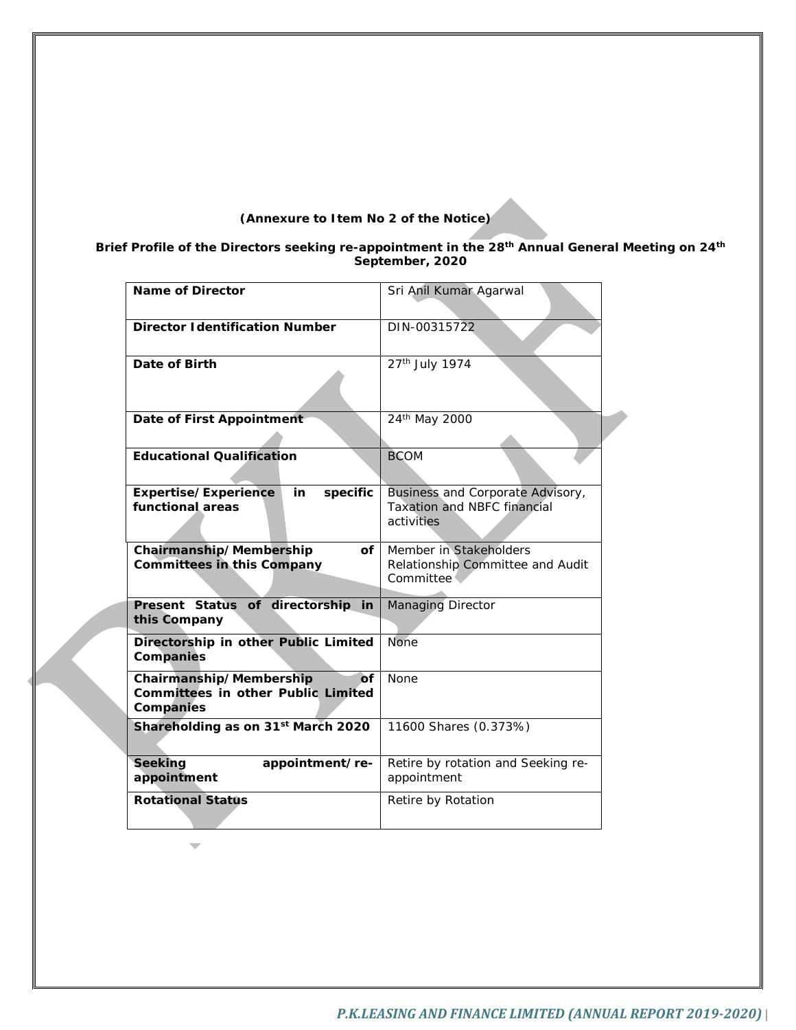**(Annexure to Item No 2 of the Notice)**

**Brief Profile of the Directors seeking re-appointment in the 28th Annual General Meeting on 24th September, 2020**

| | |
|---|---|
| **Name of Director** | Sri Anil Kumar Agarwal |
| **Director Identification Number** | DIN-00315722 |
| **Date of Birth** | 27th July 1974 |
| **Date of First Appointment** | 24th May 2000 |
| **Educational Qualification** | BCOM |
| **Expertise/Experience in specific functional areas** | Business and Corporate Advisory, Taxation and NBFC financial activities |
| **Chairmanship/Membership of Committees in this Company** | Member in Stakeholders Relationship Committee and Audit Committee |
| **Present Status of directorship in this Company** | Managing Director |
| **Directorship in other Public Limited Companies** | None |
| **Chairmanship/Membership of Committees in other Public Limited Companies** | None |
| **Shareholding as on 31st March 2020** | 11600 Shares (0.373%) |
| **Seeking appointment/re-appointment** | Retire by rotation and Seeking re-appointment |
| **Rotational Status** | Retire by Rotation |